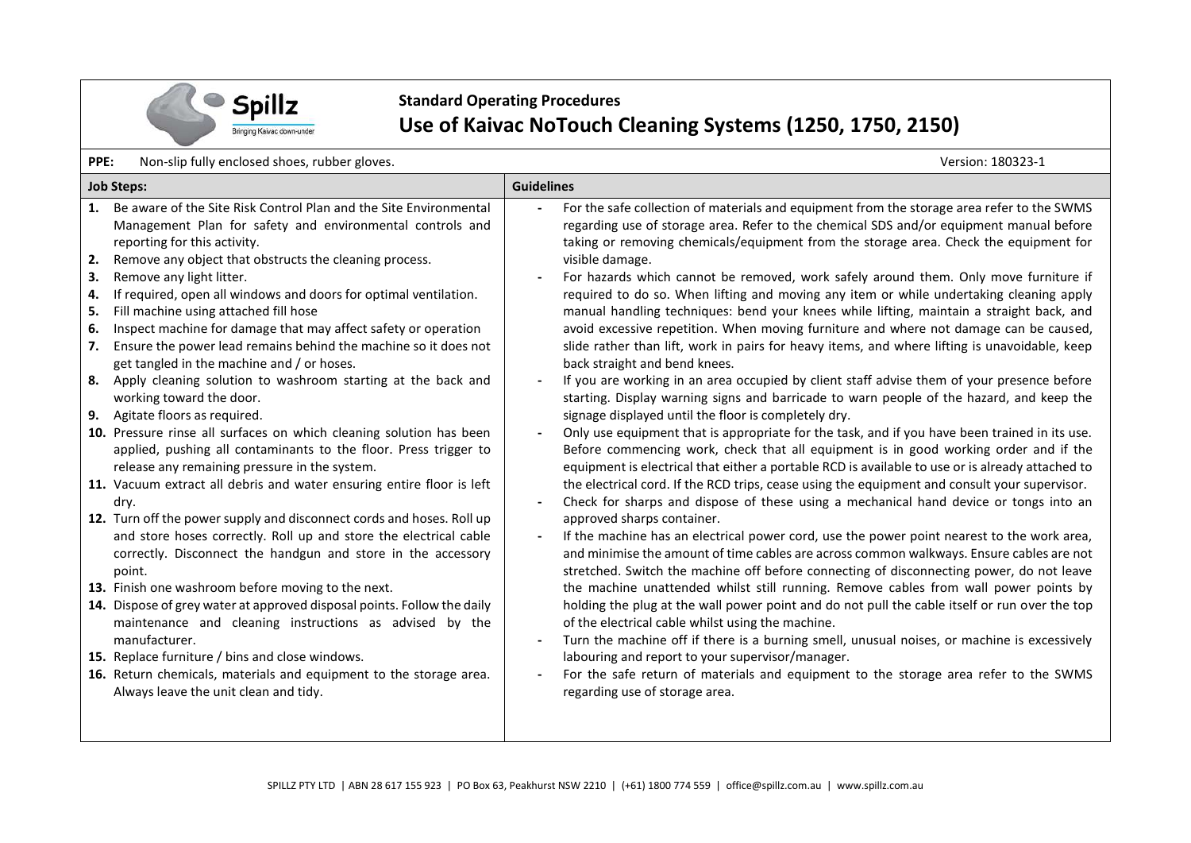Spillz
Bringing Kaivac down-under

**Standard Operating Procedures**

# Use of Kaivac NoTouch Cleaning Systems (1250, 1750, 2150)

**PPE:** Non-slip fully enclosed shoes, rubber gloves.

Version: 180323-1

**Job Steps:**

1. Be aware of the Site Risk Control Plan and the Site Environmental Management Plan for safety and environmental controls and reporting for this activity.
2. Remove any object that obstructs the cleaning process.
3. Remove any light litter.
4. If required, open all windows and doors for optimal ventilation.
5. Fill machine using attached fill hose
6. Inspect machine for damage that may affect safety or operation
7. Ensure the power lead remains behind the machine so it does not get tangled in the machine and / or hoses.
8. Apply cleaning solution to washroom starting at the back and working toward the door.
9. Agitate floors as required.
10. Pressure rinse all surfaces on which cleaning solution has been applied, pushing all contaminants to the floor. Press trigger to release any remaining pressure in the system.
11. Vacuum extract all debris and water ensuring entire floor is left dry.
12. Turn off the power supply and disconnect cords and hoses. Roll up and store hoses correctly. Roll up and store the electrical cable correctly. Disconnect the handgun and store in the accessory point.
13. Finish one washroom before moving to the next.
14. Dispose of grey water at approved disposal points. Follow the daily maintenance and cleaning instructions as advised by the manufacturer.
15. Replace furniture / bins and close windows.
16. Return chemicals, materials and equipment to the storage area. Always leave the unit clean and tidy.

**Guidelines**

- For the safe collection of materials and equipment from the storage area refer to the SWMS regarding use of storage area. Refer to the chemical SDS and/or equipment manual before taking or removing chemicals/equipment from the storage area. Check the equipment for visible damage.
- For hazards which cannot be removed, work safely around them. Only move furniture if required to do so. When lifting and moving any item or while undertaking cleaning apply manual handling techniques: bend your knees while lifting, maintain a straight back, and avoid excessive repetition. When moving furniture and where not damage can be caused, slide rather than lift, work in pairs for heavy items, and where lifting is unavoidable, keep back straight and bend knees.
- If you are working in an area occupied by client staff advise them of your presence before starting. Display warning signs and barricade to warn people of the hazard, and keep the signage displayed until the floor is completely dry.
- Only use equipment that is appropriate for the task, and if you have been trained in its use. Before commencing work, check that all equipment is in good working order and if the equipment is electrical that either a portable RCD is available to use or is already attached to the electrical cord. If the RCD trips, cease using the equipment and consult your supervisor.
- Check for sharps and dispose of these using a mechanical hand device or tongs into an approved sharps container.
- If the machine has an electrical power cord, use the power point nearest to the work area, and minimise the amount of time cables are across common walkways. Ensure cables are not stretched. Switch the machine off before connecting of disconnecting power, do not leave the machine unattended whilst still running. Remove cables from wall power points by holding the plug at the wall power point and do not pull the cable itself or run over the top of the electrical cable whilst using the machine.
- Turn the machine off if there is a burning smell, unusual noises, or machine is excessively labouring and report to your supervisor/manager.
- For the safe return of materials and equipment to the storage area refer to the SWMS regarding use of storage area.

SPILLZ PTY LTD | ABN 28 617 155 923 | PO Box 63, Peakhurst NSW 2210 | (+61) 1800 774 559 | office@spillz.com.au | www.spillz.com.au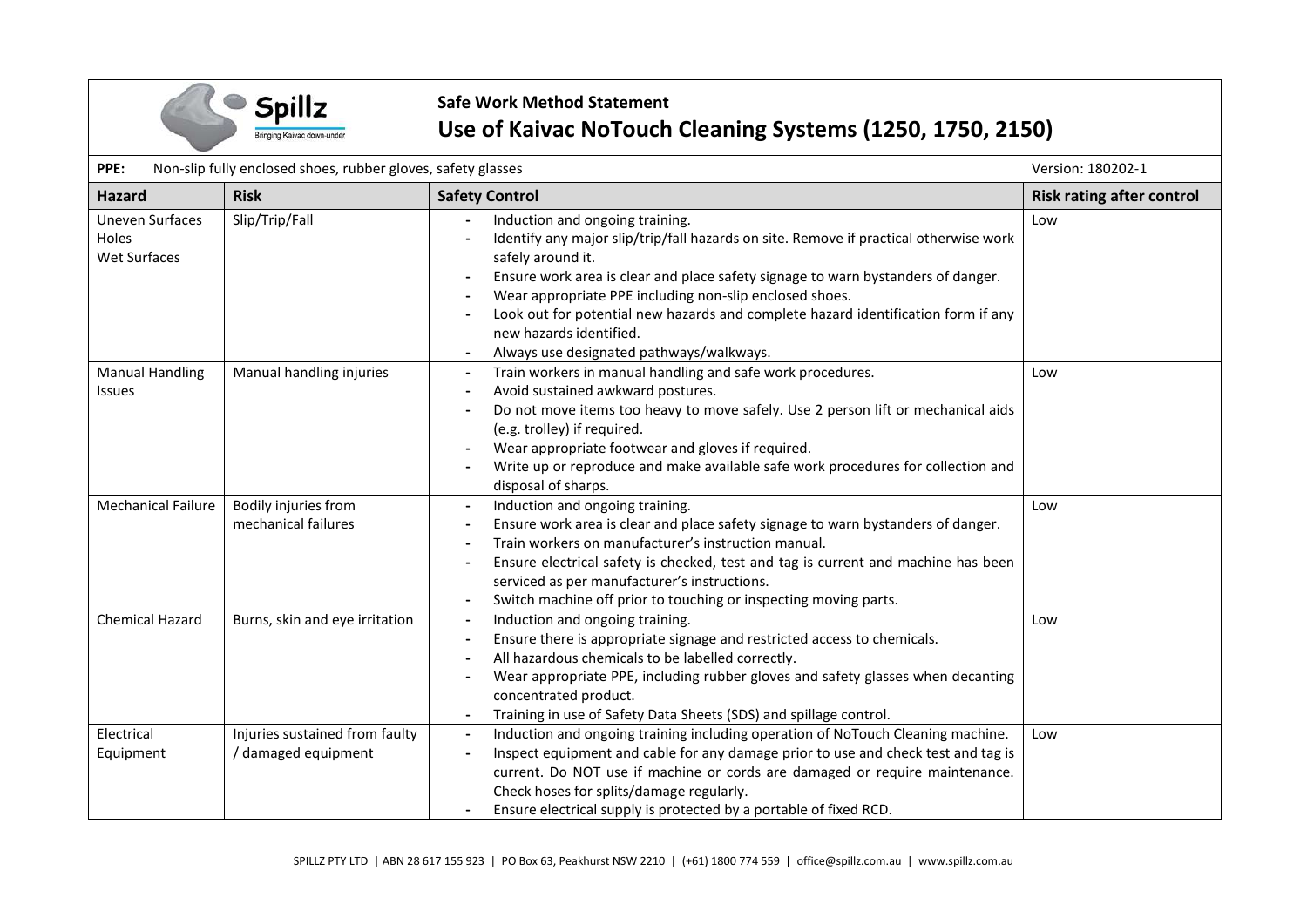**Spillz** Bringing Kaivac down-under

**Safe Work Method Statement**

## Use of Kaivac NoTouch Cleaning Systems (1250, 1750, 2150)

**PPE:** Non-slip fully enclosed shoes, rubber gloves, safety glasses

Version: 180202-1

| Hazard | Risk | Safety Control | Risk rating after control |
|---|---|---|---|
| Uneven Surfaces<br>Holes<br>Wet Surfaces | Slip/Trip/Fall | - Induction and ongoing training.<br>- Identify any major slip/trip/fall hazards on site. Remove if practical otherwise work safely around it.<br>- Ensure work area is clear and place safety signage to warn bystanders of danger.<br>- Wear appropriate PPE including non-slip enclosed shoes.<br>- Look out for potential new hazards and complete hazard identification form if any new hazards identified.<br>- Always use designated pathways/walkways. | Low |
| Manual Handling Issues | Manual handling injuries | - Train workers in manual handling and safe work procedures.<br>- Avoid sustained awkward postures.<br>- Do not move items too heavy to move safely. Use 2 person lift or mechanical aids (e.g. trolley) if required.<br>- Wear appropriate footwear and gloves if required.<br>- Write up or reproduce and make available safe work procedures for collection and disposal of sharps. | Low |
| Mechanical Failure | Bodily injuries from mechanical failures | - Induction and ongoing training.<br>- Ensure work area is clear and place safety signage to warn bystanders of danger.<br>- Train workers on manufacturer's instruction manual.<br>- Ensure electrical safety is checked, test and tag is current and machine has been serviced as per manufacturer's instructions.<br>- Switch machine off prior to touching or inspecting moving parts. | Low |
| Chemical Hazard | Burns, skin and eye irritation | - Induction and ongoing training.<br>- Ensure there is appropriate signage and restricted access to chemicals.<br>- All hazardous chemicals to be labelled correctly.<br>- Wear appropriate PPE, including rubber gloves and safety glasses when decanting concentrated product.<br>- Training in use of Safety Data Sheets (SDS) and spillage control. | Low |
| Electrical Equipment | Injuries sustained from faulty / damaged equipment | - Induction and ongoing training including operation of NoTouch Cleaning machine.<br>- Inspect equipment and cable for any damage prior to use and check test and tag is current. Do NOT use if machine or cords are damaged or require maintenance. Check hoses for splits/damage regularly.<br>- Ensure electrical supply is protected by a portable of fixed RCD. | Low |

SPILLZ PTY LTD | ABN 28 617 155 923 | PO Box 63, Peakhurst NSW 2210 | (+61) 1800 774 559 | office@spillz.com.au | www.spillz.com.au